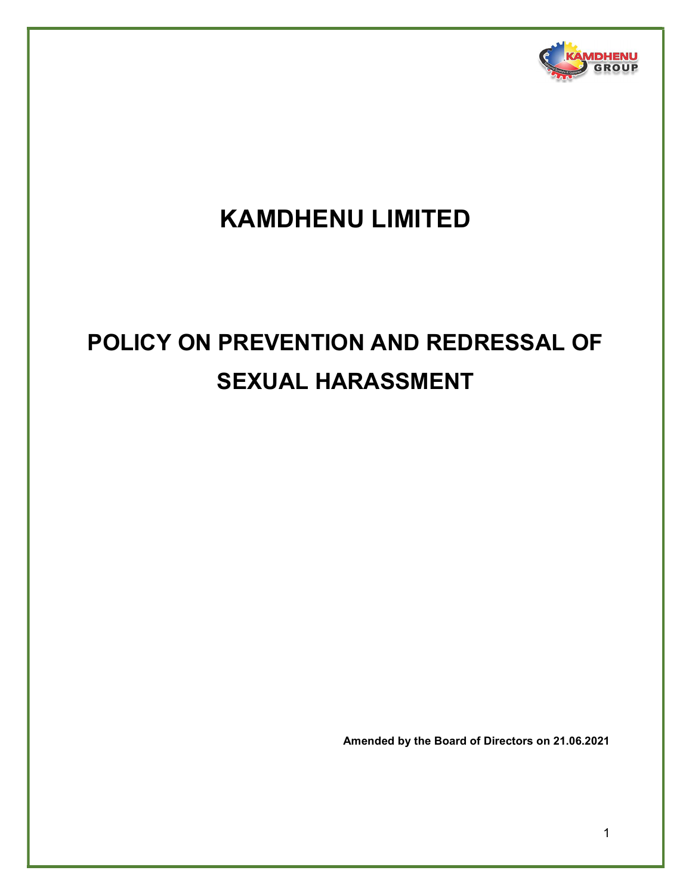# KAMDHENU LIMITED

# POLICY ON PREVENTION AND REDRESSAL OF SEXUAL HARASSMENT

**Amended by the Board of Directors on 21.06.2021**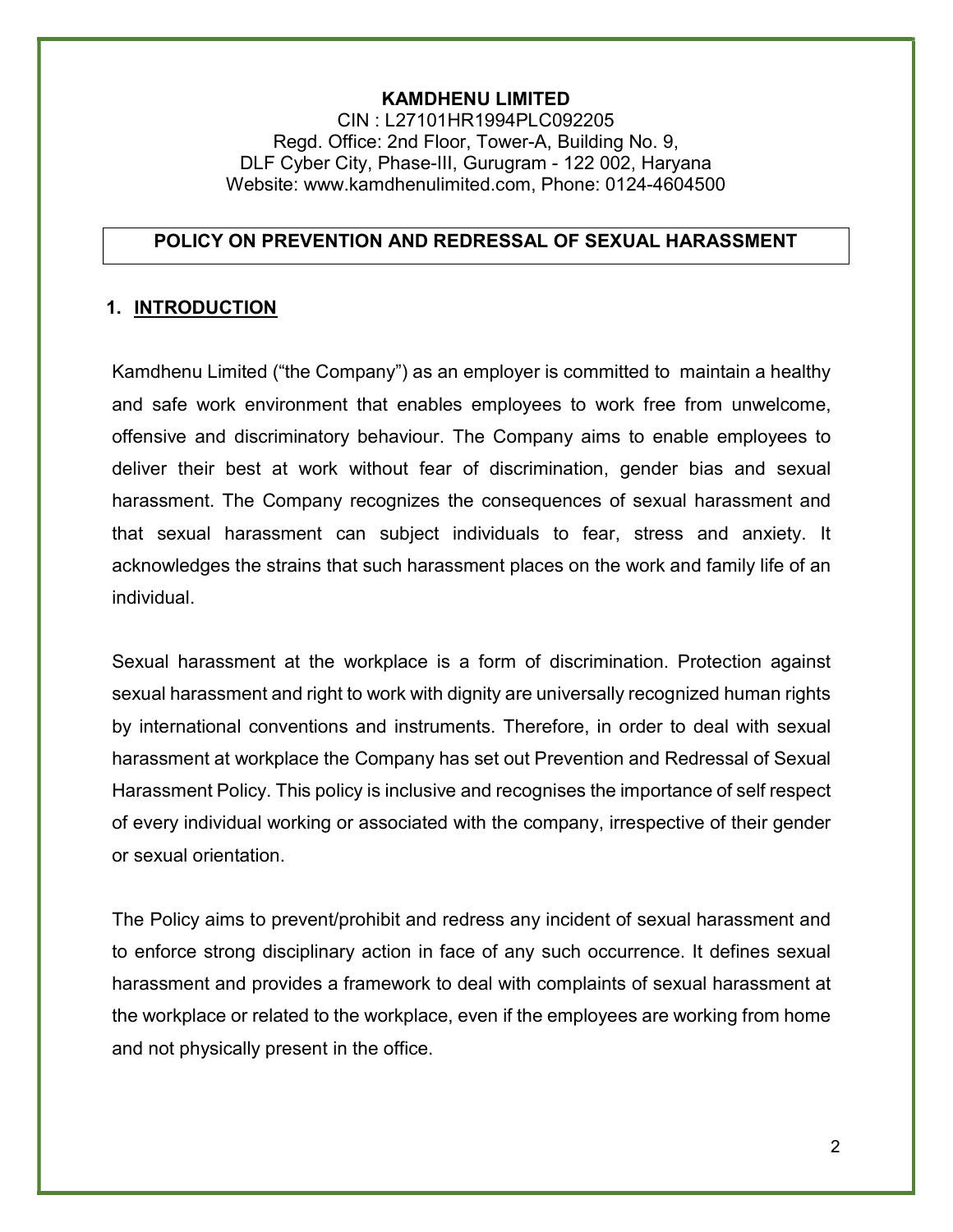**KAMDHENU LIMITED**
CIN : L27101HR1994PLC092205
Regd. Office: 2nd Floor, Tower-A, Building No. 9,
DLF Cyber City, Phase-III, Gurugram - 122 002, Haryana
Website: www.kamdhenulimited.com, Phone: 0124-4604500

# POLICY ON PREVENTION AND REDRESSAL OF SEXUAL HARASSMENT

## 1. INTRODUCTION

Kamdhenu Limited ("the Company") as an employer is committed to maintain a healthy and safe work environment that enables employees to work free from unwelcome, offensive and discriminatory behaviour. The Company aims to enable employees to deliver their best at work without fear of discrimination, gender bias and sexual harassment. The Company recognizes the consequences of sexual harassment and that sexual harassment can subject individuals to fear, stress and anxiety. It acknowledges the strains that such harassment places on the work and family life of an individual.

Sexual harassment at the workplace is a form of discrimination. Protection against sexual harassment and right to work with dignity are universally recognized human rights by international conventions and instruments. Therefore, in order to deal with sexual harassment at workplace the Company has set out Prevention and Redressal of Sexual Harassment Policy. This policy is inclusive and recognises the importance of self respect of every individual working or associated with the company, irrespective of their gender or sexual orientation.

The Policy aims to prevent/prohibit and redress any incident of sexual harassment and to enforce strong disciplinary action in face of any such occurrence. It defines sexual harassment and provides a framework to deal with complaints of sexual harassment at the workplace or related to the workplace, even if the employees are working from home and not physically present in the office.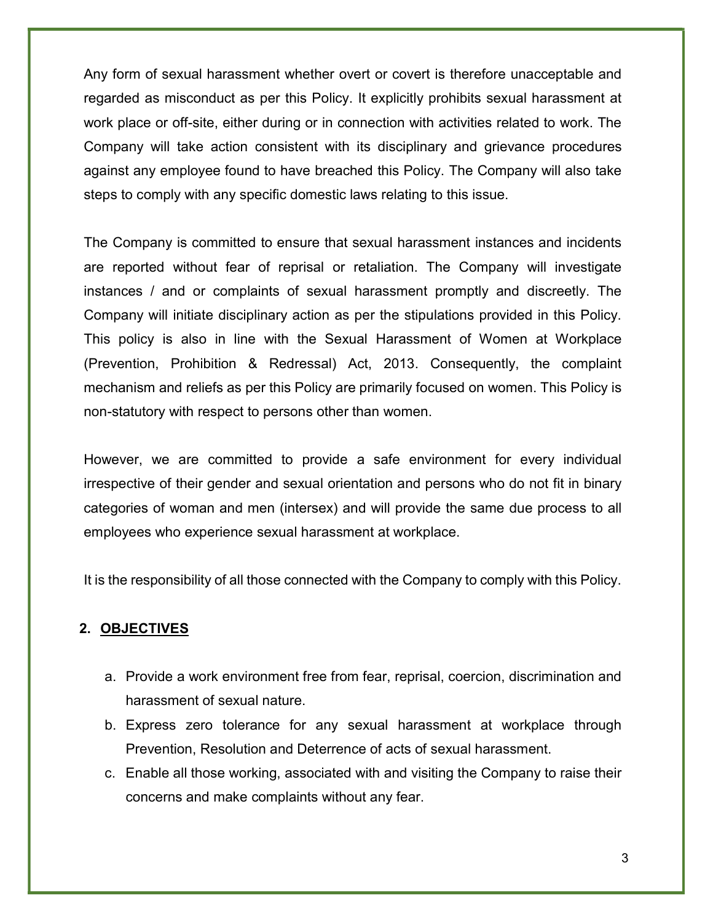Any form of sexual harassment whether overt or covert is therefore unacceptable and regarded as misconduct as per this Policy. It explicitly prohibits sexual harassment at work place or off-site, either during or in connection with activities related to work. The Company will take action consistent with its disciplinary and grievance procedures against any employee found to have breached this Policy. The Company will also take steps to comply with any specific domestic laws relating to this issue.

The Company is committed to ensure that sexual harassment instances and incidents are reported without fear of reprisal or retaliation. The Company will investigate instances / and or complaints of sexual harassment promptly and discreetly. The Company will initiate disciplinary action as per the stipulations provided in this Policy. This policy is also in line with the Sexual Harassment of Women at Workplace (Prevention, Prohibition & Redressal) Act, 2013. Consequently, the complaint mechanism and reliefs as per this Policy are primarily focused on women. This Policy is non-statutory with respect to persons other than women.

However, we are committed to provide a safe environment for every individual irrespective of their gender and sexual orientation and persons who do not fit in binary categories of woman and men (intersex) and will provide the same due process to all employees who experience sexual harassment at workplace.

It is the responsibility of all those connected with the Company to comply with this Policy.

## 2. <u>OBJECTIVES</u>

a. Provide a work environment free from fear, reprisal, coercion, discrimination and harassment of sexual nature.
b. Express zero tolerance for any sexual harassment at workplace through Prevention, Resolution and Deterrence of acts of sexual harassment.
c. Enable all those working, associated with and visiting the Company to raise their concerns and make complaints without any fear.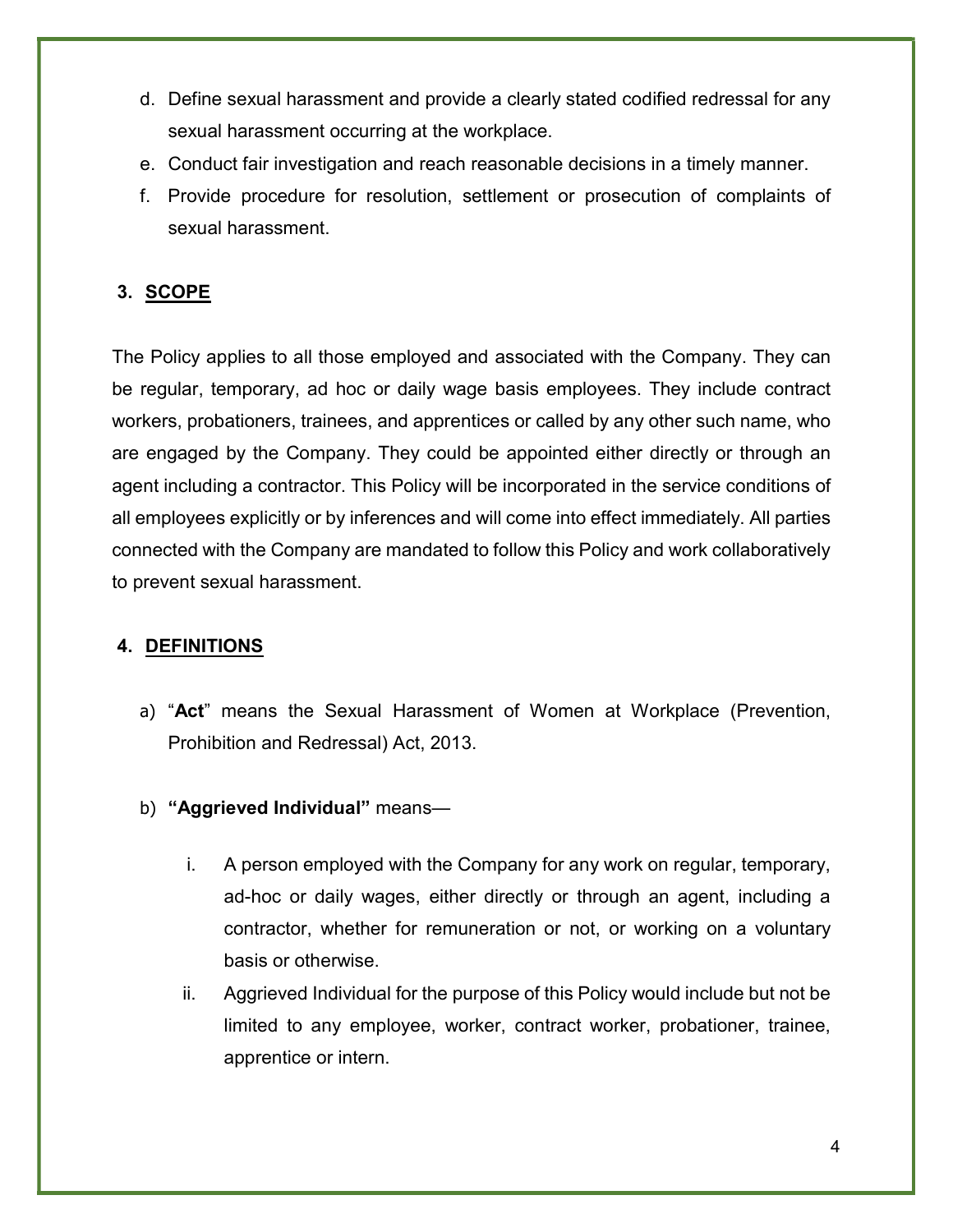d. Define sexual harassment and provide a clearly stated codified redressal for any sexual harassment occurring at the workplace.
e. Conduct fair investigation and reach reasonable decisions in a timely manner.
f. Provide procedure for resolution, settlement or prosecution of complaints of sexual harassment.

## 3. SCOPE

The Policy applies to all those employed and associated with the Company. They can be regular, temporary, ad hoc or daily wage basis employees. They include contract workers, probationers, trainees, and apprentices or called by any other such name, who are engaged by the Company. They could be appointed either directly or through an agent including a contractor. This Policy will be incorporated in the service conditions of all employees explicitly or by inferences and will come into effect immediately. All parties connected with the Company are mandated to follow this Policy and work collaboratively to prevent sexual harassment.

## 4. DEFINITIONS

a) "**Act**" means the Sexual Harassment of Women at Workplace (Prevention, Prohibition and Redressal) Act, 2013.

b) **"Aggrieved Individual"** means—

   i. A person employed with the Company for any work on regular, temporary, ad-hoc or daily wages, either directly or through an agent, including a contractor, whether for remuneration or not, or working on a voluntary basis or otherwise.

   ii. Aggrieved Individual for the purpose of this Policy would include but not be limited to any employee, worker, contract worker, probationer, trainee, apprentice or intern.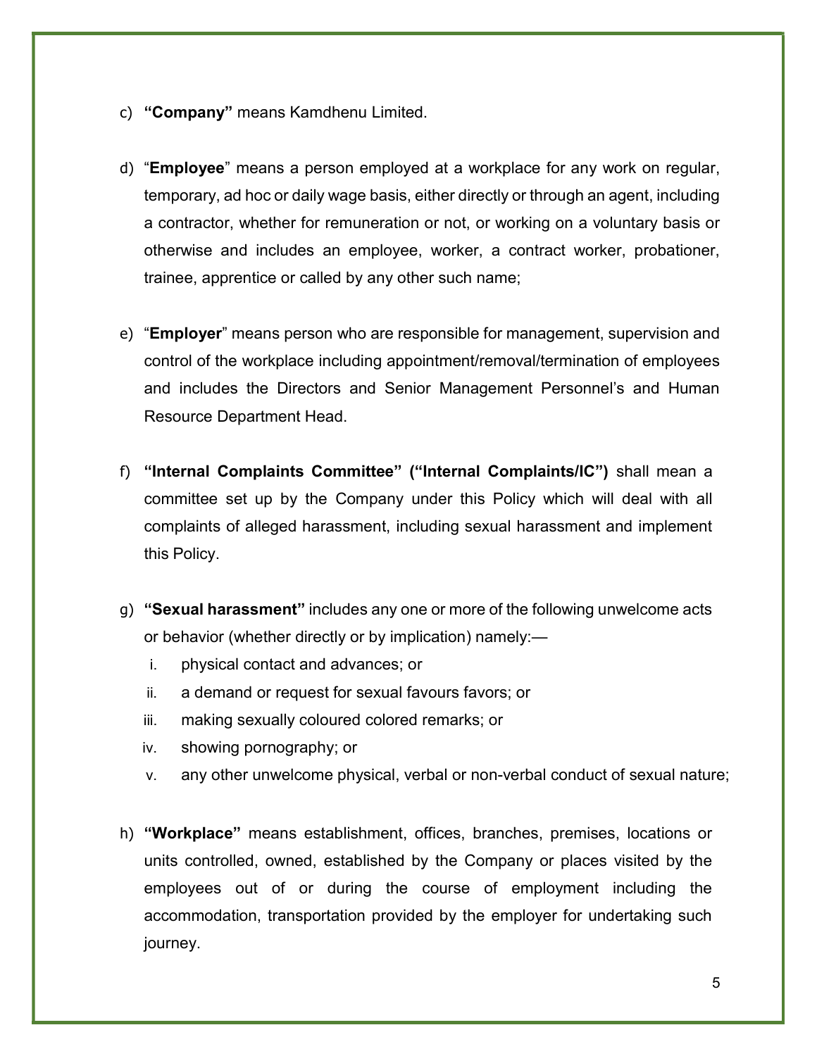c) **“Company”** means Kamdhenu Limited.

d) “**Employee**” means a person employed at a workplace for any work on regular, temporary, ad hoc or daily wage basis, either directly or through an agent, including a contractor, whether for remuneration or not, or working on a voluntary basis or otherwise and includes an employee, worker, a contract worker, probationer, trainee, apprentice or called by any other such name;

e) “**Employer**” means person who are responsible for management, supervision and control of the workplace including appointment/removal/termination of employees and includes the Directors and Senior Management Personnel’s and Human Resource Department Head.

f) **“Internal Complaints Committee” (“Internal Complaints/IC”)** shall mean a committee set up by the Company under this Policy which will deal with all complaints of alleged harassment, including sexual harassment and implement this Policy.

g) **“Sexual harassment”** includes any one or more of the following unwelcome acts or behavior (whether directly or by implication) namely:—
   i. physical contact and advances; or
   ii. a demand or request for sexual favours favors; or
   iii. making sexually coloured colored remarks; or
   iv. showing pornography; or
   v. any other unwelcome physical, verbal or non-verbal conduct of sexual nature;

h) **“Workplace”** means establishment, offices, branches, premises, locations or units controlled, owned, established by the Company or places visited by the employees out of or during the course of employment including the accommodation, transportation provided by the employer for undertaking such journey.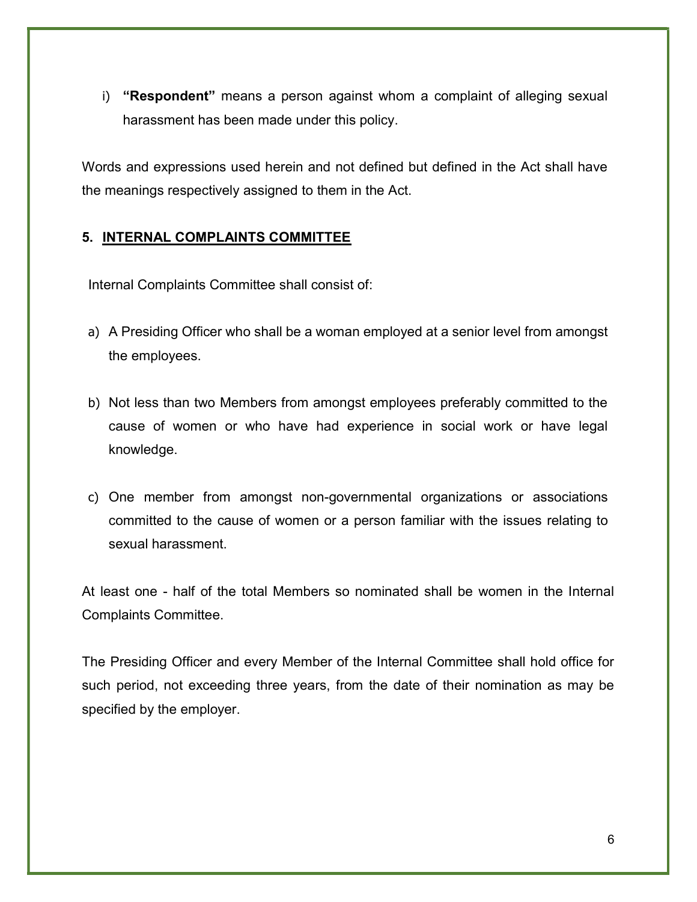i) **"Respondent"** means a person against whom a complaint of alleging sexual harassment has been made under this policy.

Words and expressions used herein and not defined but defined in the Act shall have the meanings respectively assigned to them in the Act.

## 5. INTERNAL COMPLAINTS COMMITTEE

Internal Complaints Committee shall consist of:

a) A Presiding Officer who shall be a woman employed at a senior level from amongst the employees.

b) Not less than two Members from amongst employees preferably committed to the cause of women or who have had experience in social work or have legal knowledge.

c) One member from amongst non-governmental organizations or associations committed to the cause of women or a person familiar with the issues relating to sexual harassment.

At least one - half of the total Members so nominated shall be women in the Internal Complaints Committee.

The Presiding Officer and every Member of the Internal Committee shall hold office for such period, not exceeding three years, from the date of their nomination as may be specified by the employer.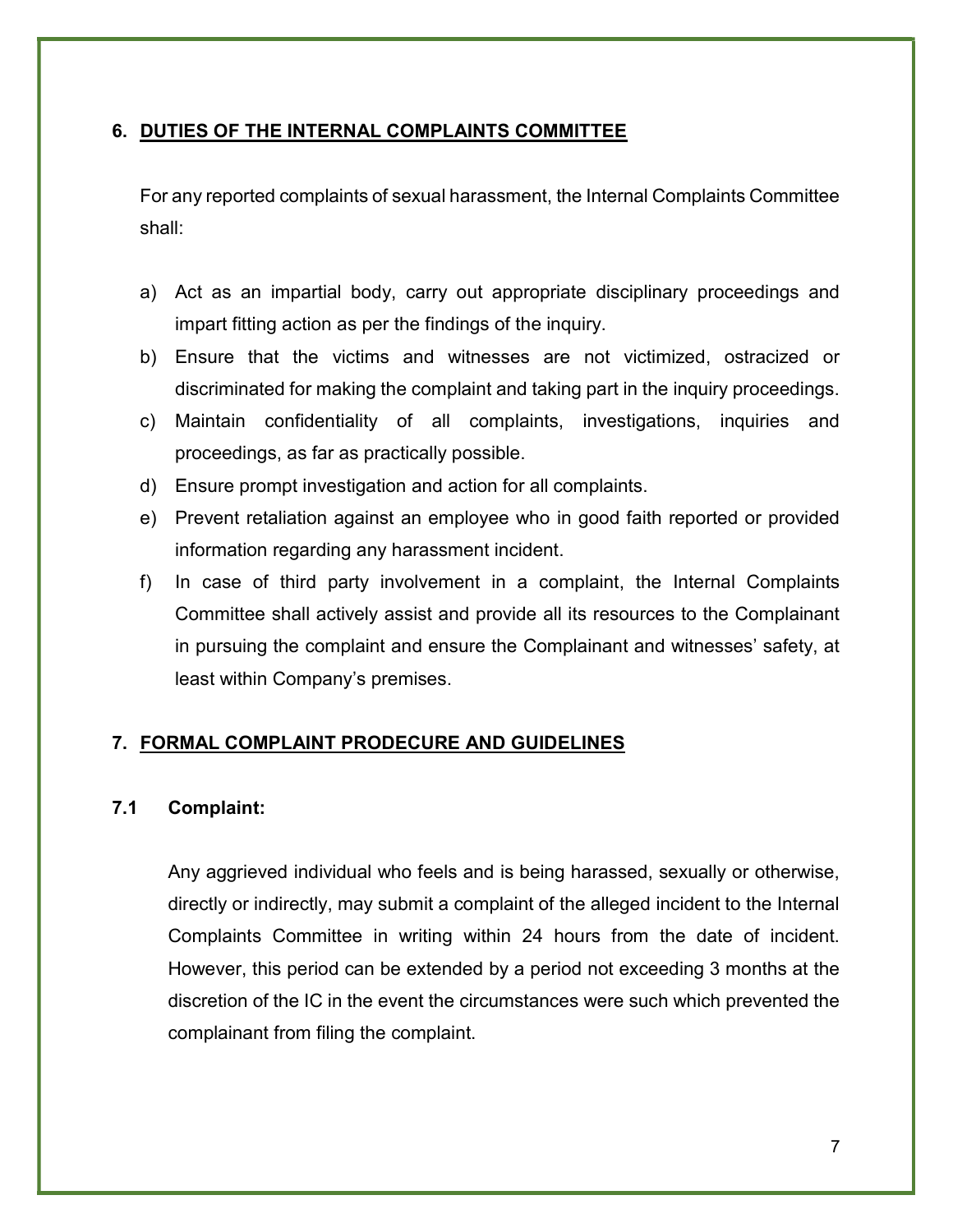## 6. DUTIES OF THE INTERNAL COMPLAINTS COMMITTEE

For any reported complaints of sexual harassment, the Internal Complaints Committee shall:

a) Act as an impartial body, carry out appropriate disciplinary proceedings and impart fitting action as per the findings of the inquiry.
b) Ensure that the victims and witnesses are not victimized, ostracized or discriminated for making the complaint and taking part in the inquiry proceedings.
c) Maintain confidentiality of all complaints, investigations, inquiries and proceedings, as far as practically possible.
d) Ensure prompt investigation and action for all complaints.
e) Prevent retaliation against an employee who in good faith reported or provided information regarding any harassment incident.
f) In case of third party involvement in a complaint, the Internal Complaints Committee shall actively assist and provide all its resources to the Complainant in pursuing the complaint and ensure the Complainant and witnesses' safety, at least within Company's premises.

## 7. FORMAL COMPLAINT PRODECURE AND GUIDELINES

### 7.1 Complaint:

Any aggrieved individual who feels and is being harassed, sexually or otherwise, directly or indirectly, may submit a complaint of the alleged incident to the Internal Complaints Committee in writing within 24 hours from the date of incident. However, this period can be extended by a period not exceeding 3 months at the discretion of the IC in the event the circumstances were such which prevented the complainant from filing the complaint.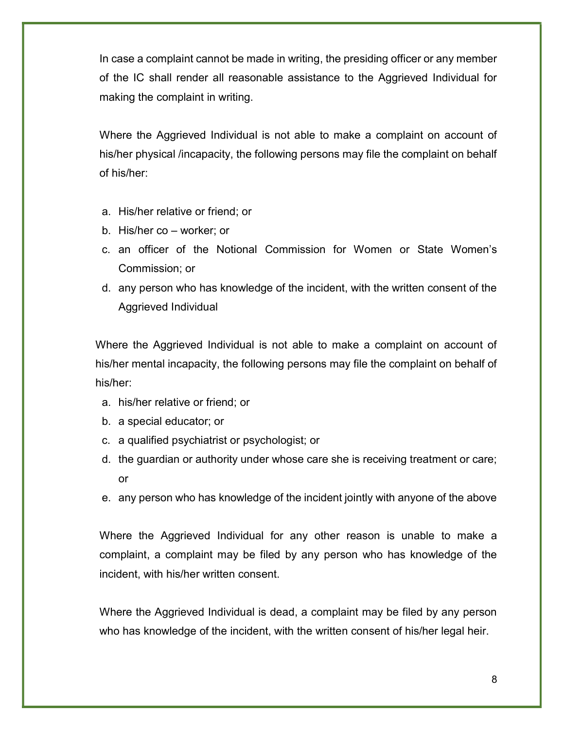In case a complaint cannot be made in writing, the presiding officer or any member of the IC shall render all reasonable assistance to the Aggrieved Individual for making the complaint in writing.

Where the Aggrieved Individual is not able to make a complaint on account of his/her physical /incapacity, the following persons may file the complaint on behalf of his/her:

a. His/her relative or friend; or
b. His/her co – worker; or
c. an officer of the Notional Commission for Women or State Women's Commission; or
d. any person who has knowledge of the incident, with the written consent of the Aggrieved Individual

Where the Aggrieved Individual is not able to make a complaint on account of his/her mental incapacity, the following persons may file the complaint on behalf of his/her:

a. his/her relative or friend; or
b. a special educator; or
c. a qualified psychiatrist or psychologist; or
d. the guardian or authority under whose care she is receiving treatment or care; or
e. any person who has knowledge of the incident jointly with anyone of the above

Where the Aggrieved Individual for any other reason is unable to make a complaint, a complaint may be filed by any person who has knowledge of the incident, with his/her written consent.

Where the Aggrieved Individual is dead, a complaint may be filed by any person who has knowledge of the incident, with the written consent of his/her legal heir.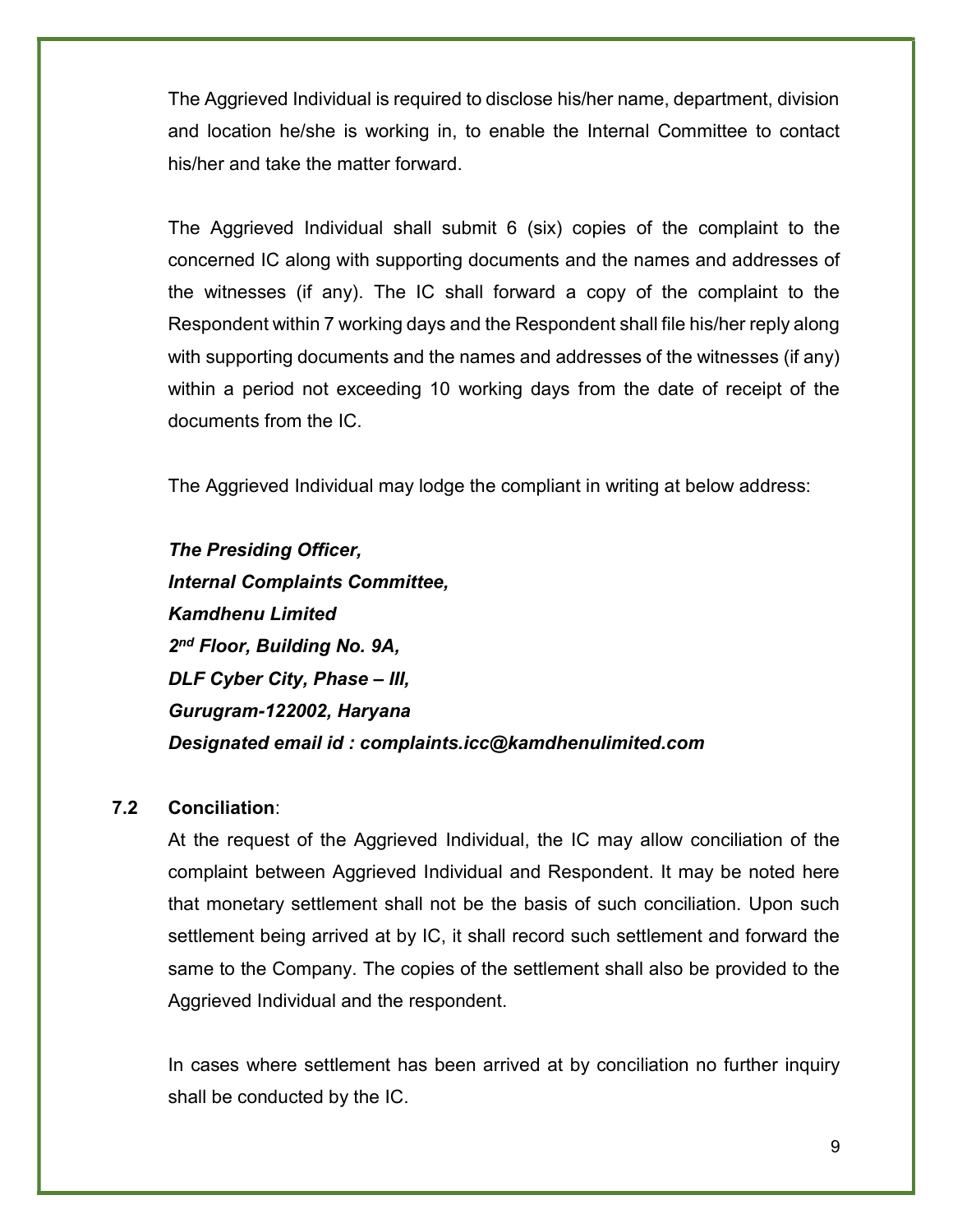The Aggrieved Individual is required to disclose his/her name, department, division and location he/she is working in, to enable the Internal Committee to contact his/her and take the matter forward.

The Aggrieved Individual shall submit 6 (six) copies of the complaint to the concerned IC along with supporting documents and the names and addresses of the witnesses (if any). The IC shall forward a copy of the complaint to the Respondent within 7 working days and the Respondent shall file his/her reply along with supporting documents and the names and addresses of the witnesses (if any) within a period not exceeding 10 working days from the date of receipt of the documents from the IC.

The Aggrieved Individual may lodge the compliant in writing at below address:

***The Presiding Officer,***
***Internal Complaints Committee,***
***Kamdhenu Limited***
***2nd Floor, Building No. 9A,***
***DLF Cyber City, Phase – III,***
***Gurugram-122002, Haryana***
***Designated email id : complaints.icc@kamdhenulimited.com***

**7.2 Conciliation**:

At the request of the Aggrieved Individual, the IC may allow conciliation of the complaint between Aggrieved Individual and Respondent. It may be noted here that monetary settlement shall not be the basis of such conciliation. Upon such settlement being arrived at by IC, it shall record such settlement and forward the same to the Company. The copies of the settlement shall also be provided to the Aggrieved Individual and the respondent.

In cases where settlement has been arrived at by conciliation no further inquiry shall be conducted by the IC.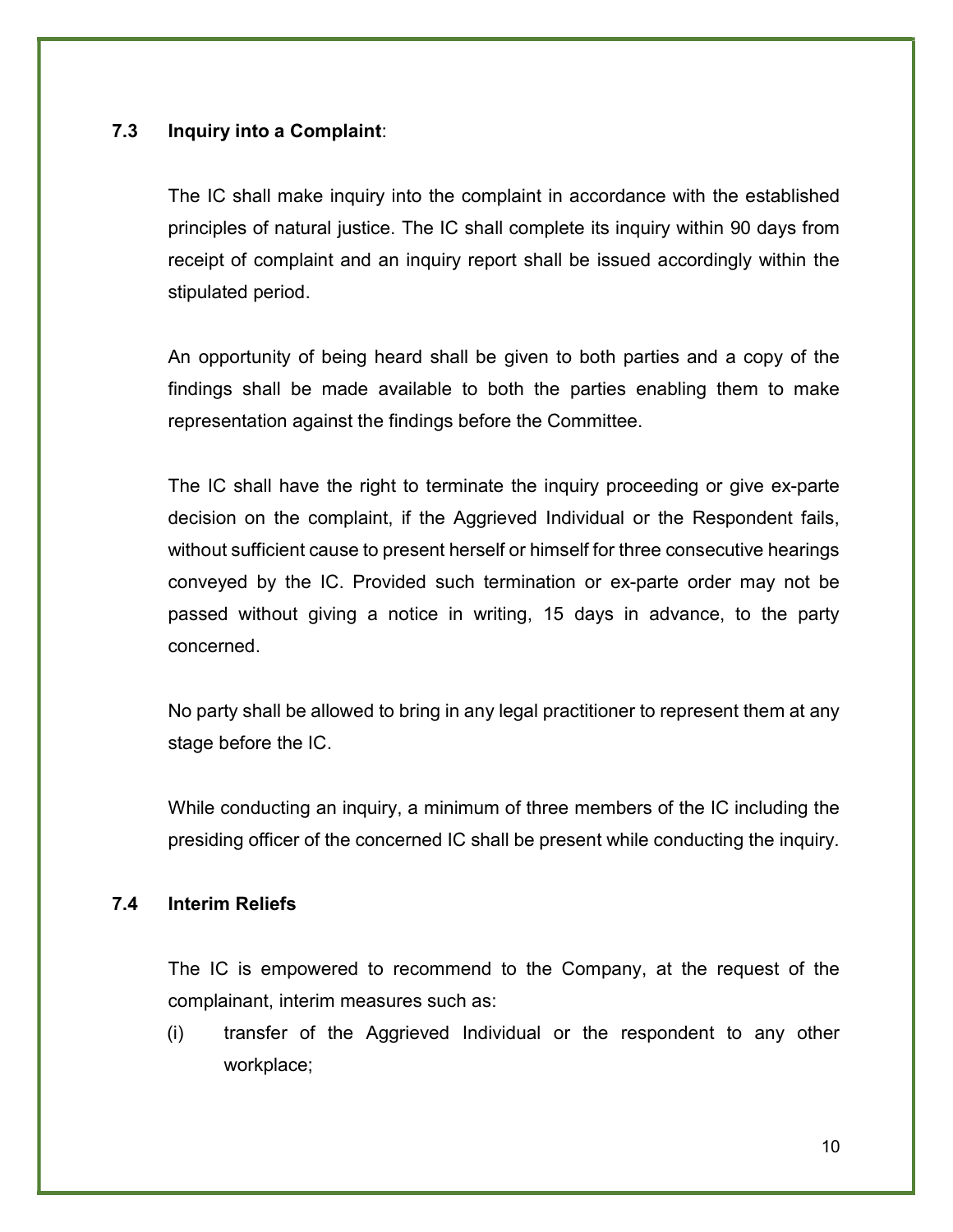### 7.3 Inquiry into a Complaint:

The IC shall make inquiry into the complaint in accordance with the established principles of natural justice. The IC shall complete its inquiry within 90 days from receipt of complaint and an inquiry report shall be issued accordingly within the stipulated period.

An opportunity of being heard shall be given to both parties and a copy of the findings shall be made available to both the parties enabling them to make representation against the findings before the Committee.

The IC shall have the right to terminate the inquiry proceeding or give ex-parte decision on the complaint, if the Aggrieved Individual or the Respondent fails, without sufficient cause to present herself or himself for three consecutive hearings conveyed by the IC. Provided such termination or ex-parte order may not be passed without giving a notice in writing, 15 days in advance, to the party concerned.

No party shall be allowed to bring in any legal practitioner to represent them at any stage before the IC.

While conducting an inquiry, a minimum of three members of the IC including the presiding officer of the concerned IC shall be present while conducting the inquiry.

### 7.4 Interim Reliefs

The IC is empowered to recommend to the Company, at the request of the complainant, interim measures such as:

(i) transfer of the Aggrieved Individual or the respondent to any other workplace;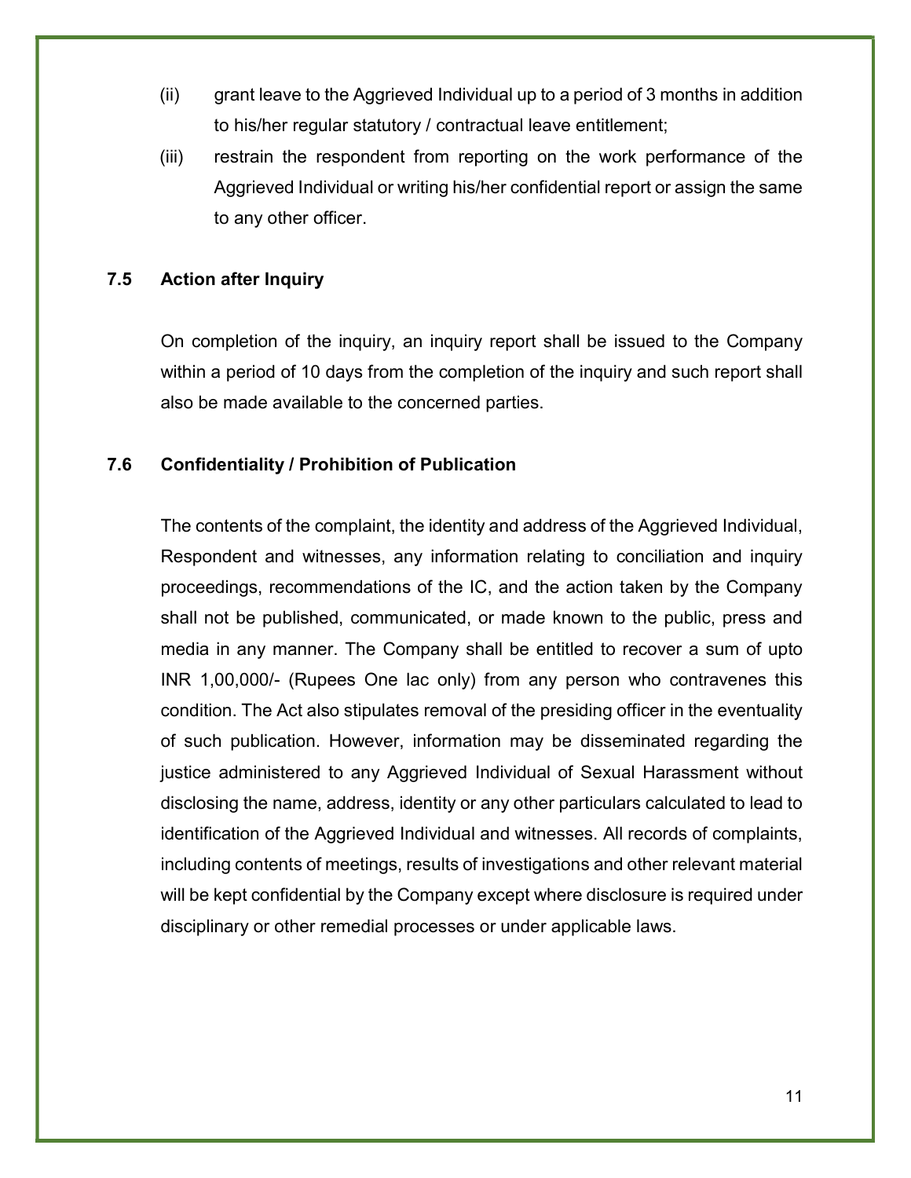(ii) grant leave to the Aggrieved Individual up to a period of 3 months in addition to his/her regular statutory / contractual leave entitlement;

(iii) restrain the respondent from reporting on the work performance of the Aggrieved Individual or writing his/her confidential report or assign the same to any other officer.

### 7.5 Action after Inquiry

On completion of the inquiry, an inquiry report shall be issued to the Company within a period of 10 days from the completion of the inquiry and such report shall also be made available to the concerned parties.

### 7.6 Confidentiality / Prohibition of Publication

The contents of the complaint, the identity and address of the Aggrieved Individual, Respondent and witnesses, any information relating to conciliation and inquiry proceedings, recommendations of the IC, and the action taken by the Company shall not be published, communicated, or made known to the public, press and media in any manner. The Company shall be entitled to recover a sum of upto INR 1,00,000/- (Rupees One lac only) from any person who contravenes this condition. The Act also stipulates removal of the presiding officer in the eventuality of such publication. However, information may be disseminated regarding the justice administered to any Aggrieved Individual of Sexual Harassment without disclosing the name, address, identity or any other particulars calculated to lead to identification of the Aggrieved Individual and witnesses. All records of complaints, including contents of meetings, results of investigations and other relevant material will be kept confidential by the Company except where disclosure is required under disciplinary or other remedial processes or under applicable laws.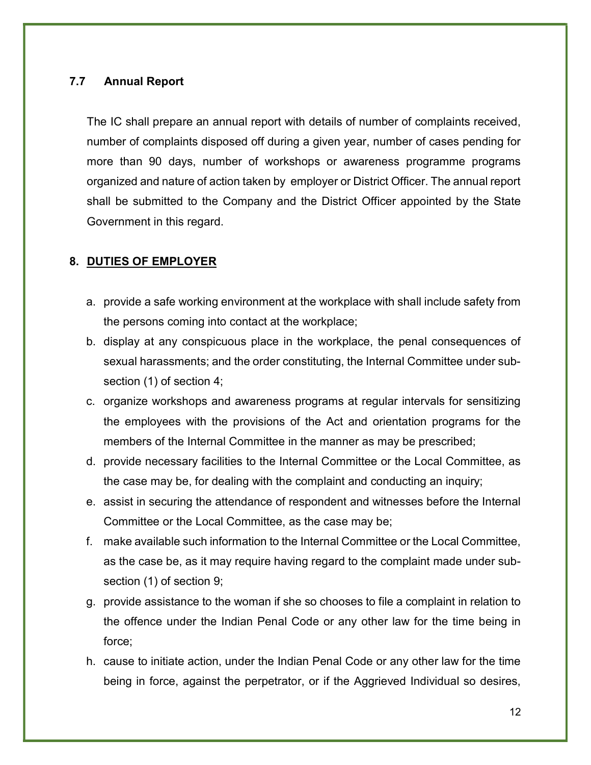### 7.7 Annual Report

The IC shall prepare an annual report with details of number of complaints received, number of complaints disposed off during a given year, number of cases pending for more than 90 days, number of workshops or awareness programme programs organized and nature of action taken by employer or District Officer. The annual report shall be submitted to the Company and the District Officer appointed by the State Government in this regard.

## 8. <u>DUTIES OF EMPLOYER</u>

a. provide a safe working environment at the workplace with shall include safety from the persons coming into contact at the workplace;
b. display at any conspicuous place in the workplace, the penal consequences of sexual harassments; and the order constituting, the Internal Committee under sub-section (1) of section 4;
c. organize workshops and awareness programs at regular intervals for sensitizing the employees with the provisions of the Act and orientation programs for the members of the Internal Committee in the manner as may be prescribed;
d. provide necessary facilities to the Internal Committee or the Local Committee, as the case may be, for dealing with the complaint and conducting an inquiry;
e. assist in securing the attendance of respondent and witnesses before the Internal Committee or the Local Committee, as the case may be;
f. make available such information to the Internal Committee or the Local Committee, as the case be, as it may require having regard to the complaint made under sub-section (1) of section 9;
g. provide assistance to the woman if she so chooses to file a complaint in relation to the offence under the Indian Penal Code or any other law for the time being in force;
h. cause to initiate action, under the Indian Penal Code or any other law for the time being in force, against the perpetrator, or if the Aggrieved Individual so desires,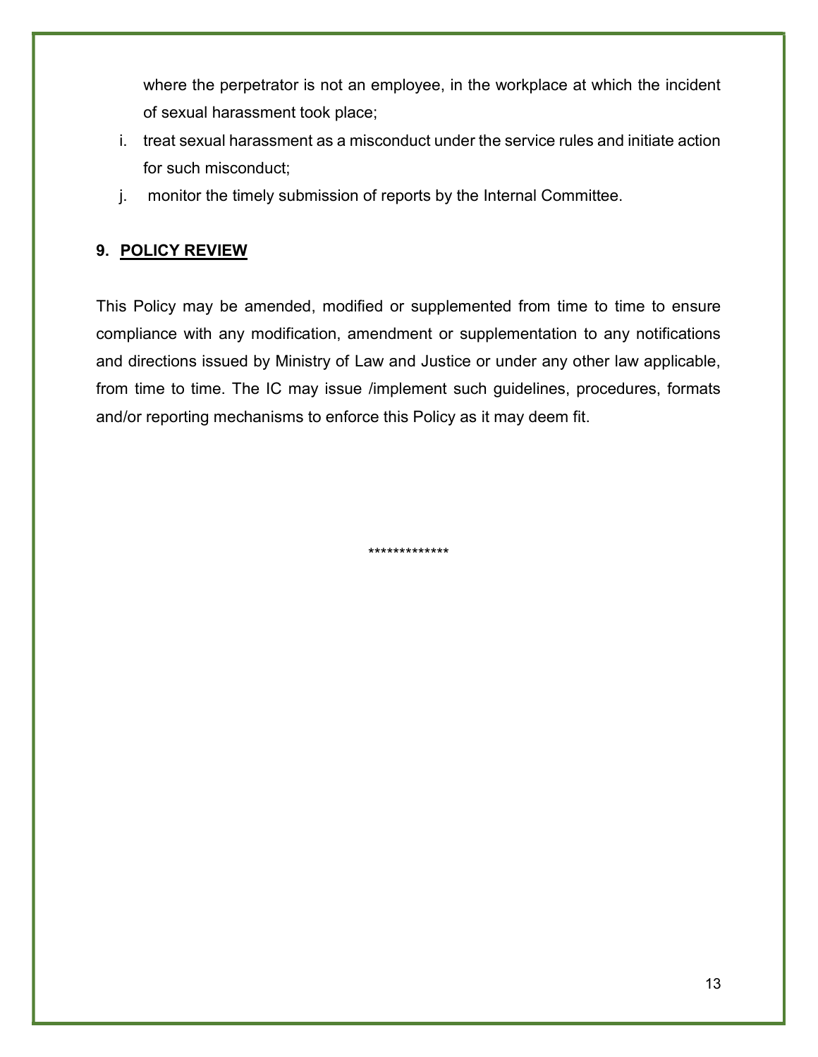where the perpetrator is not an employee, in the workplace at which the incident of sexual harassment took place;

i. treat sexual harassment as a misconduct under the service rules and initiate action for such misconduct;

j. monitor the timely submission of reports by the Internal Committee.

## 9. POLICY REVIEW

This Policy may be amended, modified or supplemented from time to time to ensure compliance with any modification, amendment or supplementation to any notifications and directions issued by Ministry of Law and Justice or under any other law applicable, from time to time. The IC may issue /implement such guidelines, procedures, formats and/or reporting mechanisms to enforce this Policy as it may deem fit.

*************